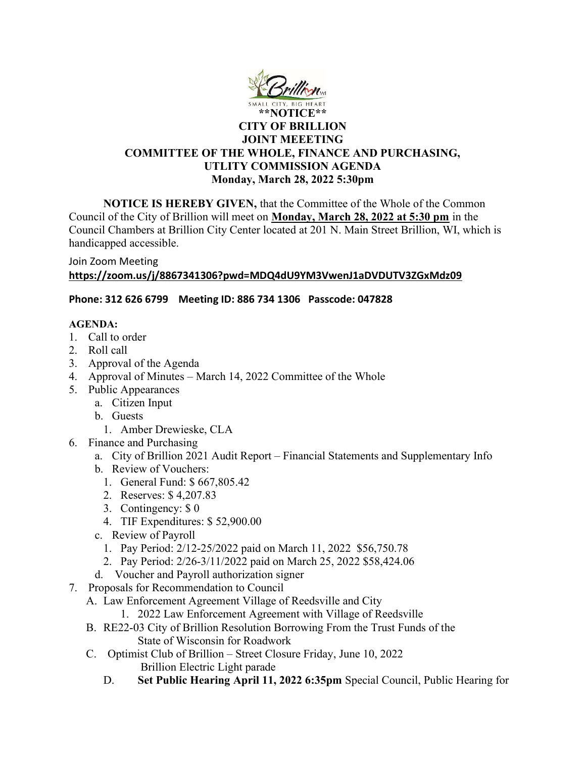**\*\*NOTICE\*\***

**CITY OF BRILLION**

**JOINT MEEETING**

**COMMITTEE OF THE WHOLE, FINANCE AND PURCHASING, UTLITY COMMISSION AGENDA**

**Monday, March 28, 2022 5:30pm**

**NOTICE IS HEREBY GIVEN,** that the Committee of the Whole of the Common Council of the City of Brillion will meet on **Monday, March 28, 2022 at 5:30 pm** in the Council Chambers at Brillion City Center located at 201 N. Main Street Brillion, WI, which is handicapped accessible.

Join Zoom Meeting
**https://zoom.us/j/8867341306?pwd=MDQ4dU9YM3VwenJ1aDVDUTV3ZGxMdz09**

**Phone: 312 626 6799 Meeting ID: 886 734 1306 Passcode: 047828**

**AGENDA:**

1. Call to order
2. Roll call
3. Approval of the Agenda
4. Approval of Minutes – March 14, 2022 Committee of the Whole
5. Public Appearances
   a. Citizen Input
   b. Guests
      1. Amber Drewieske, CLA
6. Finance and Purchasing
   a. City of Brillion 2021 Audit Report – Financial Statements and Supplementary Info
   b. Review of Vouchers:
      1. General Fund: $ 667,805.42
      2. Reserves: $ 4,207.83
      3. Contingency: $ 0
      4. TIF Expenditures: $ 52,900.00
   c. Review of Payroll
      1. Pay Period: 2/12-25/2022 paid on March 11, 2022 $56,750.78
      2. Pay Period: 2/26-3/11/2022 paid on March 25, 2022 $58,424.06
   d. Voucher and Payroll authorization signer
7. Proposals for Recommendation to Council
   A. Law Enforcement Agreement Village of Reedsville and City
      1. 2022 Law Enforcement Agreement with Village of Reedsville
   B. RE22-03 City of Brillion Resolution Borrowing From the Trust Funds of the State of Wisconsin for Roadwork
   C. Optimist Club of Brillion – Street Closure Friday, June 10, 2022 Brillion Electric Light parade
   D. **Set Public Hearing April 11, 2022 6:35pm** Special Council, Public Hearing for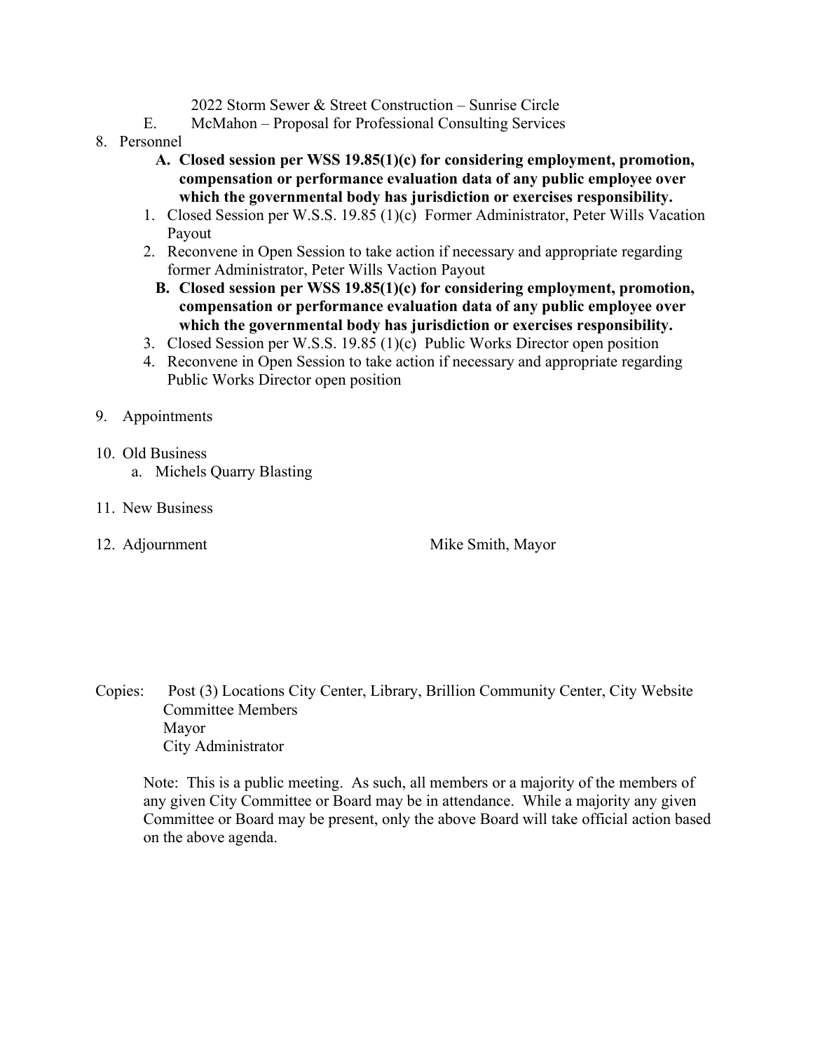2022 Storm Sewer & Street Construction – Sunrise Circle

E. McMahon – Proposal for Professional Consulting Services

8. Personnel

   **A. Closed session per WSS 19.85(1)(c) for considering employment, promotion, compensation or performance evaluation data of any public employee over which the governmental body has jurisdiction or exercises responsibility.**

   1. Closed Session per W.S.S. 19.85 (1)(c) Former Administrator, Peter Wills Vacation Payout
   2. Reconvene in Open Session to take action if necessary and appropriate regarding former Administrator, Peter Wills Vaction Payout

   **B. Closed session per WSS 19.85(1)(c) for considering employment, promotion, compensation or performance evaluation data of any public employee over which the governmental body has jurisdiction or exercises responsibility.**

   3. Closed Session per W.S.S. 19.85 (1)(c) Public Works Director open position
   4. Reconvene in Open Session to take action if necessary and appropriate regarding Public Works Director open position

9. Appointments

10. Old Business
    a. Michels Quarry Blasting

11. New Business

12. Adjournment

Mike Smith, Mayor

Copies: Post (3) Locations City Center, Library, Brillion Community Center, City Website
Committee Members
Mayor
City Administrator

Note: This is a public meeting. As such, all members or a majority of the members of any given City Committee or Board may be in attendance. While a majority any given Committee or Board may be present, only the above Board will take official action based on the above agenda.